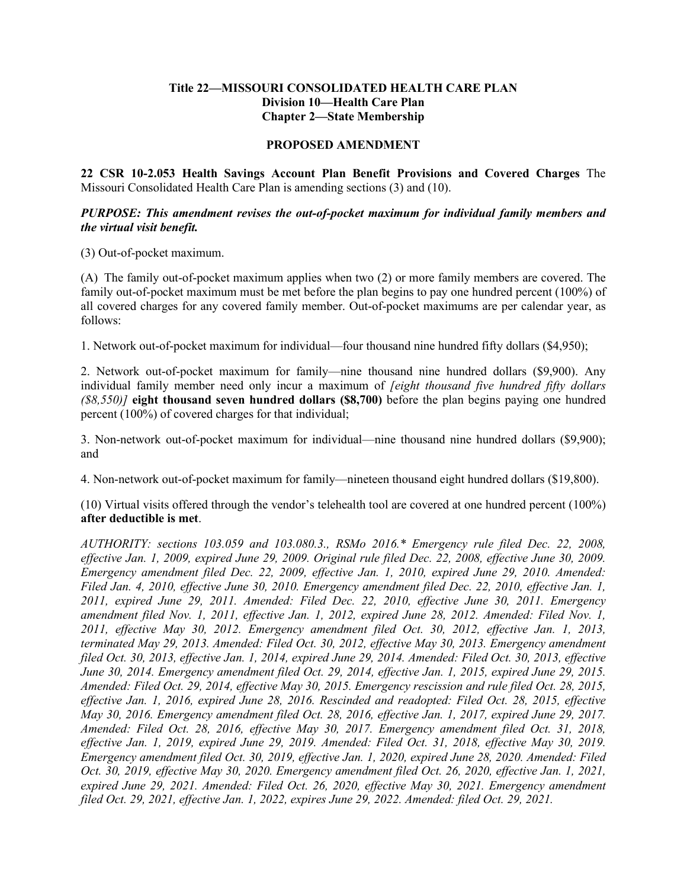**Title 22—MISSOURI CONSOLIDATED HEALTH CARE PLAN**
**Division 10—Health Care Plan**
**Chapter 2—State Membership**

**PROPOSED AMENDMENT**

**22 CSR 10-2.053 Health Savings Account Plan Benefit Provisions and Covered Charges** The Missouri Consolidated Health Care Plan is amending sections (3) and (10).

***PURPOSE: This amendment revises the out-of-pocket maximum for individual family members and the virtual visit benefit.***

(3) Out-of-pocket maximum.

(A) The family out-of-pocket maximum applies when two (2) or more family members are covered. The family out-of-pocket maximum must be met before the plan begins to pay one hundred percent (100%) of all covered charges for any covered family member. Out-of-pocket maximums are per calendar year, as follows:

1. Network out-of-pocket maximum for individual—four thousand nine hundred fifty dollars ($4,950);

2. Network out-of-pocket maximum for family—nine thousand nine hundred dollars ($9,900). Any individual family member need only incur a maximum of *[eight thousand five hundred fifty dollars ($8,550)]* **eight thousand seven hundred dollars ($8,700)** before the plan begins paying one hundred percent (100%) of covered charges for that individual;

3. Non-network out-of-pocket maximum for individual—nine thousand nine hundred dollars ($9,900); and

4. Non-network out-of-pocket maximum for family—nineteen thousand eight hundred dollars ($19,800).

(10) Virtual visits offered through the vendor's telehealth tool are covered at one hundred percent (100%) **after deductible is met**.

*AUTHORITY: sections 103.059 and 103.080.3., RSMo 2016.* Emergency rule filed Dec. 22, 2008, effective Jan. 1, 2009, expired June 29, 2009. Original rule filed Dec. 22, 2008, effective June 30, 2009. Emergency amendment filed Dec. 22, 2009, effective Jan. 1, 2010, expired June 29, 2010. Amended: Filed Jan. 4, 2010, effective June 30, 2010. Emergency amendment filed Dec. 22, 2010, effective Jan. 1, 2011, expired June 29, 2011. Amended: Filed Dec. 22, 2010, effective June 30, 2011. Emergency amendment filed Nov. 1, 2011, effective Jan. 1, 2012, expired June 28, 2012. Amended: Filed Nov. 1, 2011, effective May 30, 2012. Emergency amendment filed Oct. 30, 2012, effective Jan. 1, 2013, terminated May 29, 2013. Amended: Filed Oct. 30, 2012, effective May 30, 2013. Emergency amendment filed Oct. 30, 2013, effective Jan. 1, 2014, expired June 29, 2014. Amended: Filed Oct. 30, 2013, effective June 30, 2014. Emergency amendment filed Oct. 29, 2014, effective Jan. 1, 2015, expired June 29, 2015. Amended: Filed Oct. 29, 2014, effective May 30, 2015. Emergency rescission and rule filed Oct. 28, 2015, effective Jan. 1, 2016, expired June 28, 2016. Rescinded and readopted: Filed Oct. 28, 2015, effective May 30, 2016. Emergency amendment filed Oct. 28, 2016, effective Jan. 1, 2017, expired June 29, 2017. Amended: Filed Oct. 28, 2016, effective May 30, 2017. Emergency amendment filed Oct. 31, 2018, effective Jan. 1, 2019, expired June 29, 2019. Amended: Filed Oct. 31, 2018, effective May 30, 2019. Emergency amendment filed Oct. 30, 2019, effective Jan. 1, 2020, expired June 28, 2020. Amended: Filed Oct. 30, 2019, effective May 30, 2020. Emergency amendment filed Oct. 26, 2020, effective Jan. 1, 2021, expired June 29, 2021. Amended: Filed Oct. 26, 2020, effective May 30, 2021. Emergency amendment filed Oct. 29, 2021, effective Jan. 1, 2022, expires June 29, 2022. Amended: filed Oct. 29, 2021.*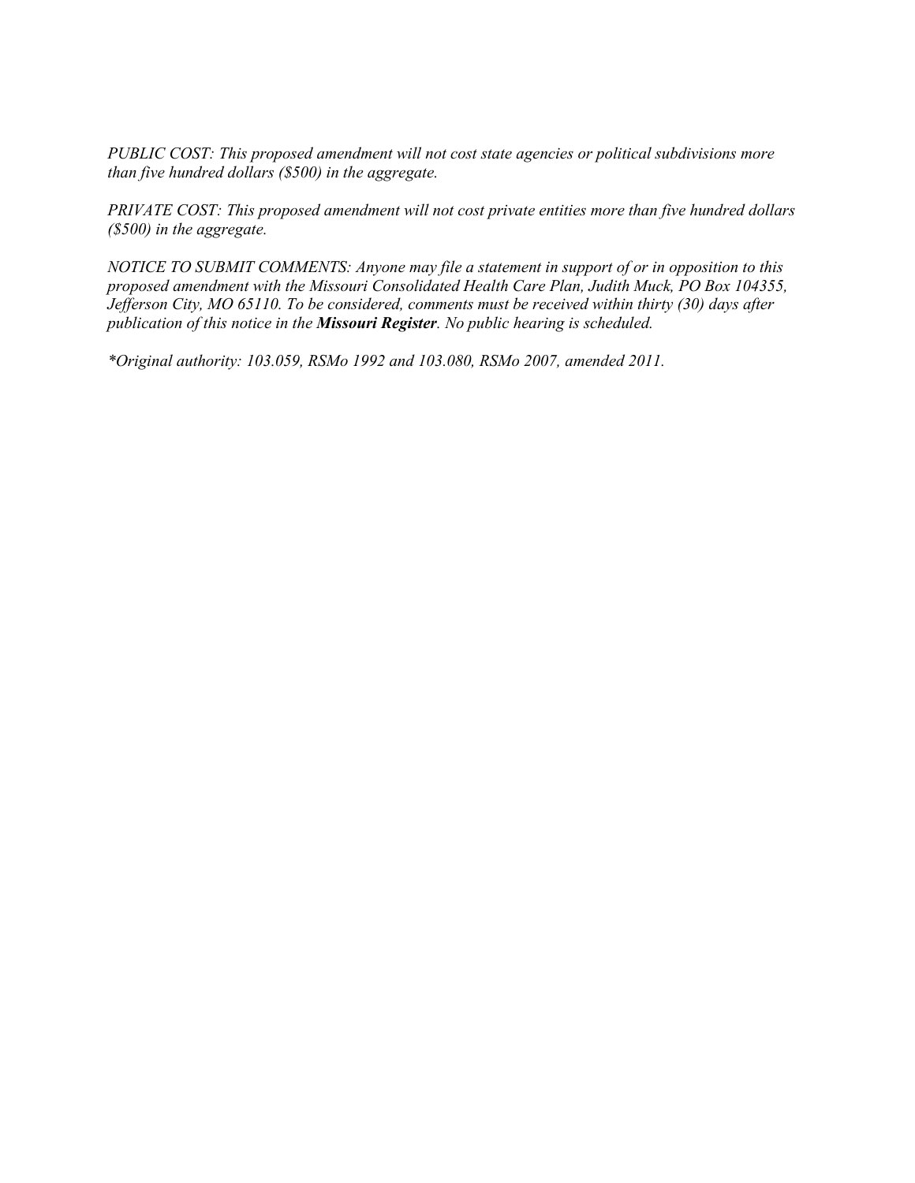*PUBLIC COST: This proposed amendment will not cost state agencies or political subdivisions more than five hundred dollars ($500) in the aggregate.*

*PRIVATE COST: This proposed amendment will not cost private entities more than five hundred dollars ($500) in the aggregate.*

*NOTICE TO SUBMIT COMMENTS: Anyone may file a statement in support of or in opposition to this proposed amendment with the Missouri Consolidated Health Care Plan, Judith Muck, PO Box 104355, Jefferson City, MO 65110. To be considered, comments must be received within thirty (30) days after publication of this notice in the **Missouri Register**. No public hearing is scheduled.*

**Original authority: 103.059, RSMo 1992 and 103.080, RSMo 2007, amended 2011.*